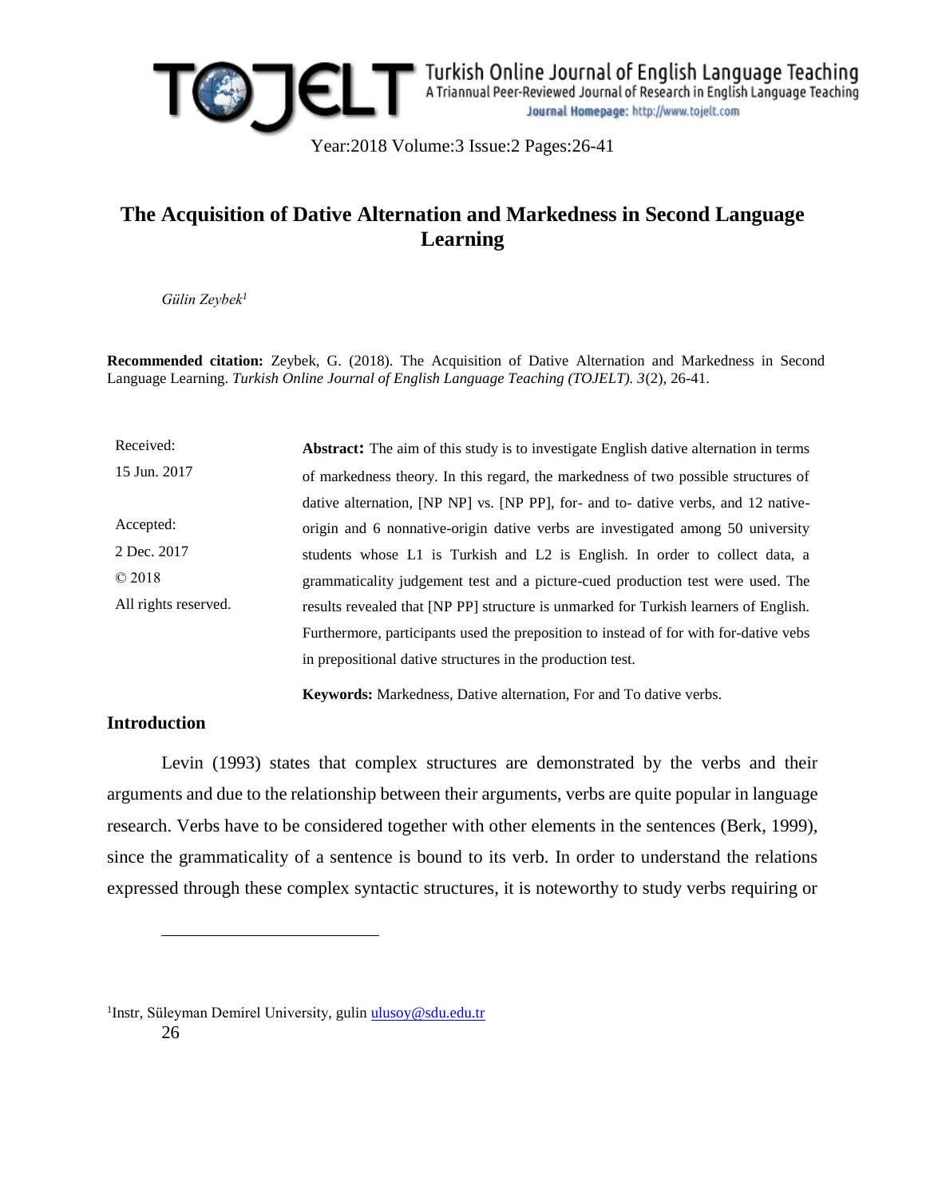# The Acquisition of Dative Alternation and Markedness in Second Language Learning

*Gülin Zeybek*[1]

**Recommended citation:** Zeybek, G. (2018). The Acquisition of Dative Alternation and Markedness in Second Language Learning. *Turkish Online Journal of English Language Teaching (TOJELT). 3*(2), 26-41.

Received: 15 Jun. 2017

Accepted: 2 Dec. 2017

© 2018

All rights reserved.

**Abstract:** The aim of this study is to investigate English dative alternation in terms of markedness theory. In this regard, the markedness of two possible structures of dative alternation, [NP NP] vs. [NP PP], for- and to- dative verbs, and 12 native-origin and 6 nonnative-origin dative verbs are investigated among 50 university students whose L1 is Turkish and L2 is English. In order to collect data, a grammaticality judgement test and a picture-cued production test were used. The results revealed that [NP PP] structure is unmarked for Turkish learners of English. Furthermore, participants used the preposition to instead of for with for-dative vebs in prepositional dative structures in the production test.

**Keywords:** Markedness, Dative alternation, For and To dative verbs.

## Introduction

Levin (1993) states that complex structures are demonstrated by the verbs and their arguments and due to the relationship between their arguments, verbs are quite popular in language research. Verbs have to be considered together with other elements in the sentences (Berk, 1999), since the grammaticality of a sentence is bound to its verb. In order to understand the relations expressed through these complex syntactic structures, it is noteworthy to study verbs requiring or

[1]Instr, Süleyman Demirel University, gulin ulusoy@sdu.edu.tr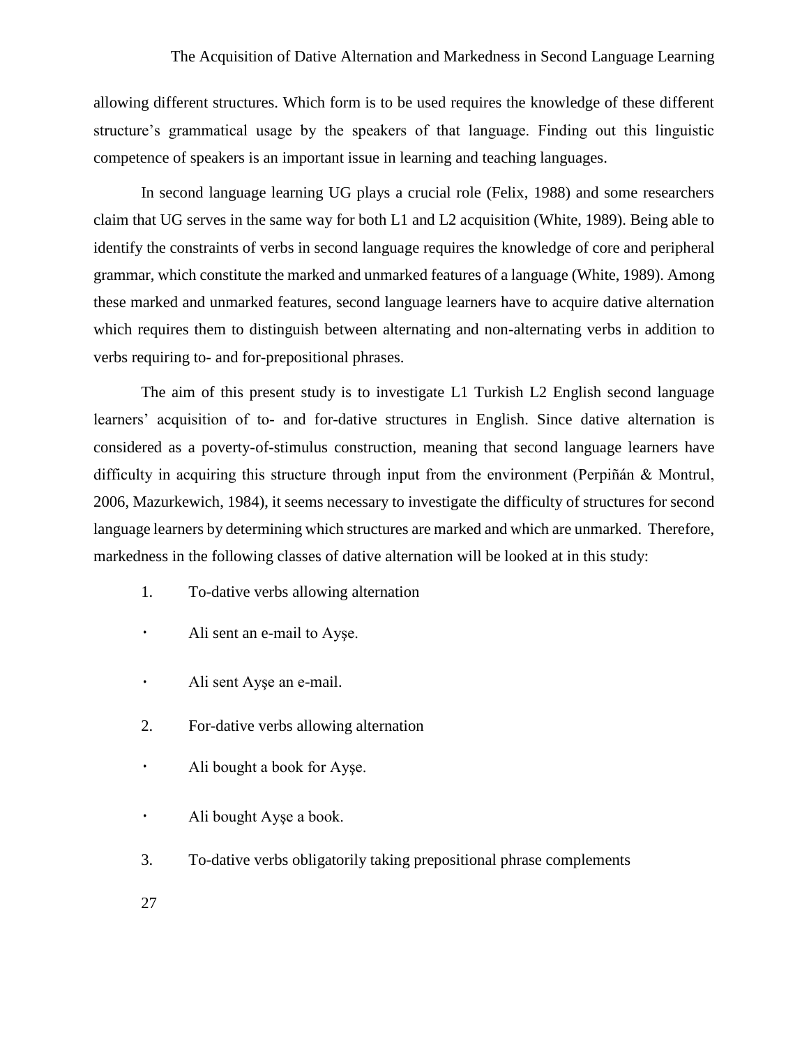allowing different structures. Which form is to be used requires the knowledge of these different structure's grammatical usage by the speakers of that language. Finding out this linguistic competence of speakers is an important issue in learning and teaching languages.

In second language learning UG plays a crucial role (Felix, 1988) and some researchers claim that UG serves in the same way for both L1 and L2 acquisition (White, 1989). Being able to identify the constraints of verbs in second language requires the knowledge of core and peripheral grammar, which constitute the marked and unmarked features of a language (White, 1989). Among these marked and unmarked features, second language learners have to acquire dative alternation which requires them to distinguish between alternating and non-alternating verbs in addition to verbs requiring to- and for-prepositional phrases.

The aim of this present study is to investigate L1 Turkish L2 English second language learners' acquisition of to- and for-dative structures in English. Since dative alternation is considered as a poverty-of-stimulus construction, meaning that second language learners have difficulty in acquiring this structure through input from the environment (Perpiñán & Montrul, 2006, Mazurkewich, 1984), it seems necessary to investigate the difficulty of structures for second language learners by determining which structures are marked and which are unmarked. Therefore, markedness in the following classes of dative alternation will be looked at in this study:

1. To-dative verbs allowing alternation
   - Ali sent an e-mail to Ayşe.
   - Ali sent Ayşe an e-mail.
2. For-dative verbs allowing alternation
   - Ali bought a book for Ayşe.
   - Ali bought Ayşe a book.
3. To-dative verbs obligatorily taking prepositional phrase complements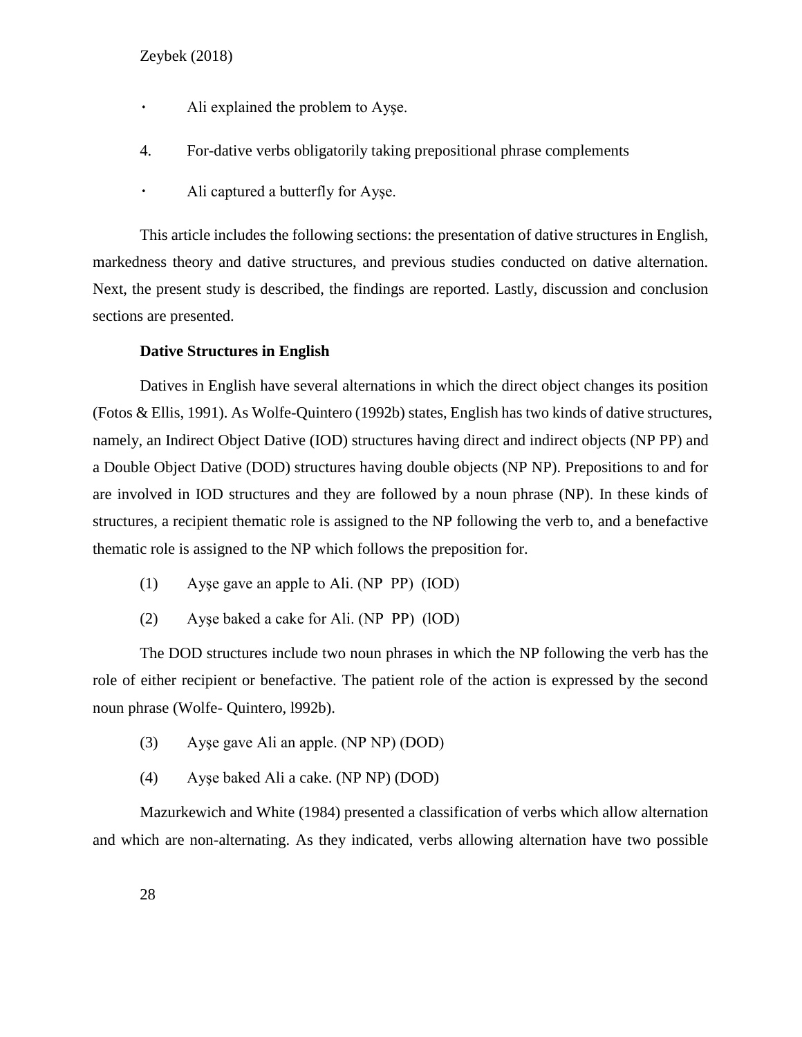- Ali explained the problem to Ayşe.

4. For-dative verbs obligatorily taking prepositional phrase complements

- Ali captured a butterfly for Ayşe.

This article includes the following sections: the presentation of dative structures in English, markedness theory and dative structures, and previous studies conducted on dative alternation. Next, the present study is described, the findings are reported. Lastly, discussion and conclusion sections are presented.

**Dative Structures in English**

Datives in English have several alternations in which the direct object changes its position (Fotos & Ellis, 1991). As Wolfe-Quintero (1992b) states, English has two kinds of dative structures, namely, an Indirect Object Dative (IOD) structures having direct and indirect objects (NP PP) and a Double Object Dative (DOD) structures having double objects (NP NP). Prepositions to and for are involved in IOD structures and they are followed by a noun phrase (NP). In these kinds of structures, a recipient thematic role is assigned to the NP following the verb to, and a benefactive thematic role is assigned to the NP which follows the preposition for.

(1) Ayşe gave an apple to Ali. (NP PP) (IOD)

(2) Ayşe baked a cake for Ali. (NP PP) (lOD)

The DOD structures include two noun phrases in which the NP following the verb has the role of either recipient or benefactive. The patient role of the action is expressed by the second noun phrase (Wolfe- Quintero, l992b).

(3) Ayşe gave Ali an apple. (NP NP) (DOD)

(4) Ayşe baked Ali a cake. (NP NP) (DOD)

Mazurkewich and White (1984) presented a classification of verbs which allow alternation and which are non-alternating. As they indicated, verbs allowing alternation have two possible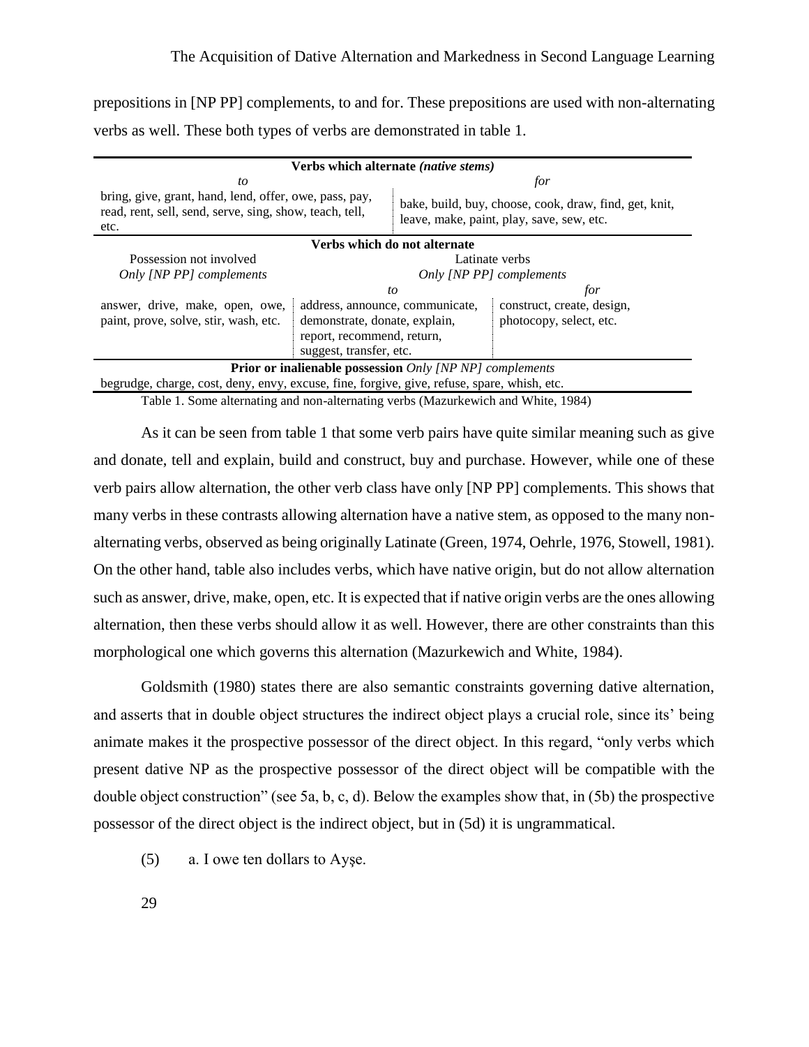prepositions in [NP PP] complements, to and for. These prepositions are used with non-alternating verbs as well. These both types of verbs are demonstrated in table 1.

| **Verbs which alternate *(native stems)*** | | |
|---|---|---|
| *to* | *for* | |
| bring, give, grant, hand, lend, offer, owe, pass, pay, read, rent, sell, send, serve, sing, show, teach, tell, etc. | bake, build, buy, choose, cook, draw, find, get, knit, leave, make, paint, play, save, sew, etc. | |
| **Verbs which do not alternate** | | |
| Possession not involved | Latinate verbs | |
| *Only [NP PP] complements* | *Only [NP PP] complements* | |
| | *to* | *for* |
| answer, drive, make, open, owe, paint, prove, solve, stir, wash, etc. | address, announce, communicate, demonstrate, donate, explain, report, recommend, return, suggest, transfer, etc. | construct, create, design, photocopy, select, etc. |
| **Prior or inalienable possession** *Only [NP NP] complements* | | |
| begrudge, charge, cost, deny, envy, excuse, fine, forgive, give, refuse, spare, whish, etc. | | |

Table 1. Some alternating and non-alternating verbs (Mazurkewich and White, 1984)

As it can be seen from table 1 that some verb pairs have quite similar meaning such as give and donate, tell and explain, build and construct, buy and purchase. However, while one of these verb pairs allow alternation, the other verb class have only [NP PP] complements. This shows that many verbs in these contrasts allowing alternation have a native stem, as opposed to the many non-alternating verbs, observed as being originally Latinate (Green, 1974, Oehrle, 1976, Stowell, 1981). On the other hand, table also includes verbs, which have native origin, but do not allow alternation such as answer, drive, make, open, etc. It is expected that if native origin verbs are the ones allowing alternation, then these verbs should allow it as well. However, there are other constraints than this morphological one which governs this alternation (Mazurkewich and White, 1984).

Goldsmith (1980) states there are also semantic constraints governing dative alternation, and asserts that in double object structures the indirect object plays a crucial role, since its' being animate makes it the prospective possessor of the direct object. In this regard, "only verbs which present dative NP as the prospective possessor of the direct object will be compatible with the double object construction" (see 5a, b, c, d). Below the examples show that, in (5b) the prospective possessor of the direct object is the indirect object, but in (5d) it is ungrammatical.

(5) a. I owe ten dollars to Ayşe.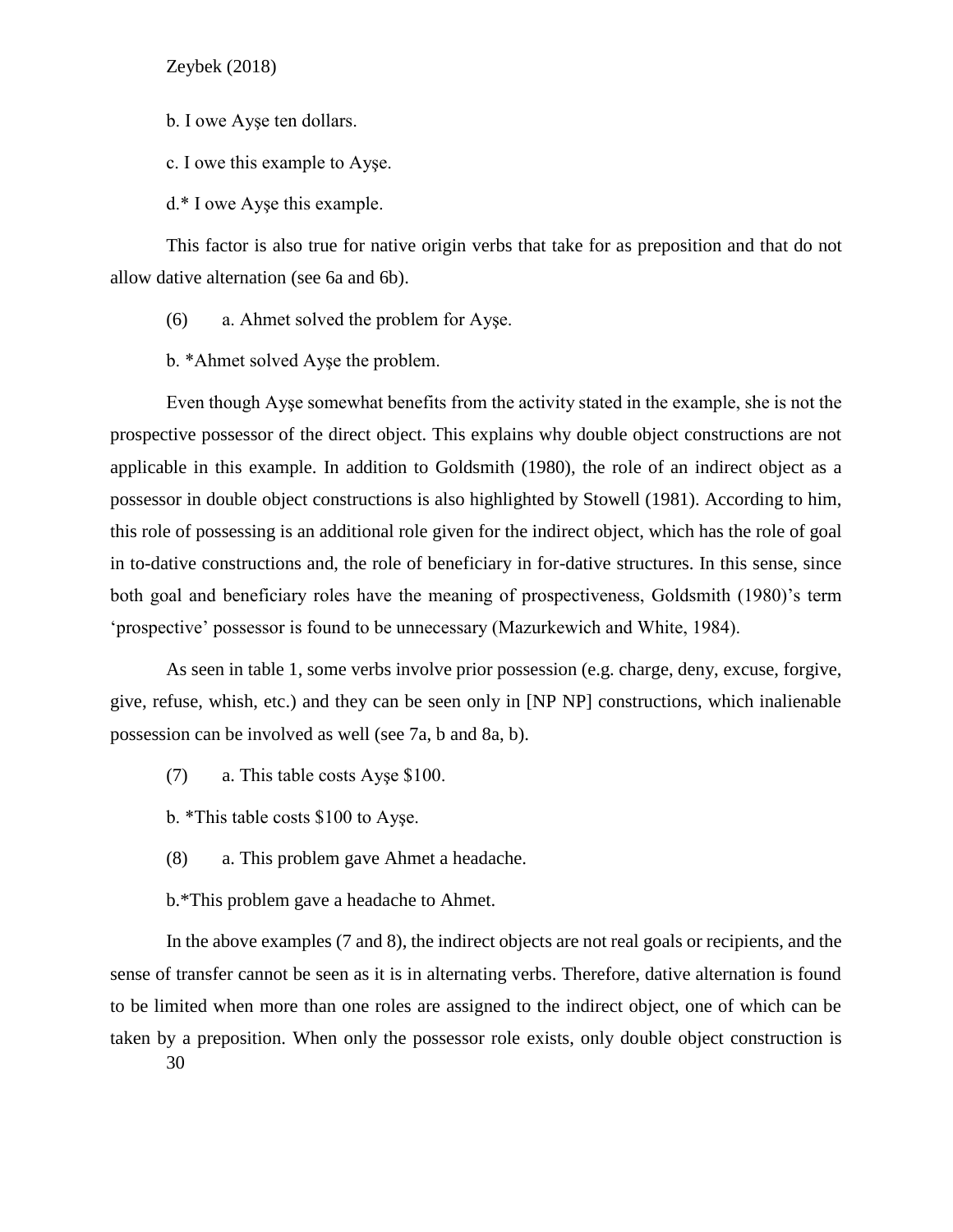b. I owe Ayşe ten dollars.

c. I owe this example to Ayşe.

d.* I owe Ayşe this example.

This factor is also true for native origin verbs that take for as preposition and that do not allow dative alternation (see 6a and 6b).

(6) a. Ahmet solved the problem for Ayşe.

b. *Ahmet solved Ayşe the problem.

Even though Ayşe somewhat benefits from the activity stated in the example, she is not the prospective possessor of the direct object. This explains why double object constructions are not applicable in this example. In addition to Goldsmith (1980), the role of an indirect object as a possessor in double object constructions is also highlighted by Stowell (1981). According to him, this role of possessing is an additional role given for the indirect object, which has the role of goal in to-dative constructions and, the role of beneficiary in for-dative structures. In this sense, since both goal and beneficiary roles have the meaning of prospectiveness, Goldsmith (1980)'s term 'prospective' possessor is found to be unnecessary (Mazurkewich and White, 1984).

As seen in table 1, some verbs involve prior possession (e.g. charge, deny, excuse, forgive, give, refuse, whish, etc.) and they can be seen only in [NP NP] constructions, which inalienable possession can be involved as well (see 7a, b and 8a, b).

(7) a. This table costs Ayşe $100.

b. *This table costs $100 to Ayşe.

(8) a. This problem gave Ahmet a headache.

b.*This problem gave a headache to Ahmet.

In the above examples (7 and 8), the indirect objects are not real goals or recipients, and the sense of transfer cannot be seen as it is in alternating verbs. Therefore, dative alternation is found to be limited when more than one roles are assigned to the indirect object, one of which can be taken by a preposition. When only the possessor role exists, only double object construction is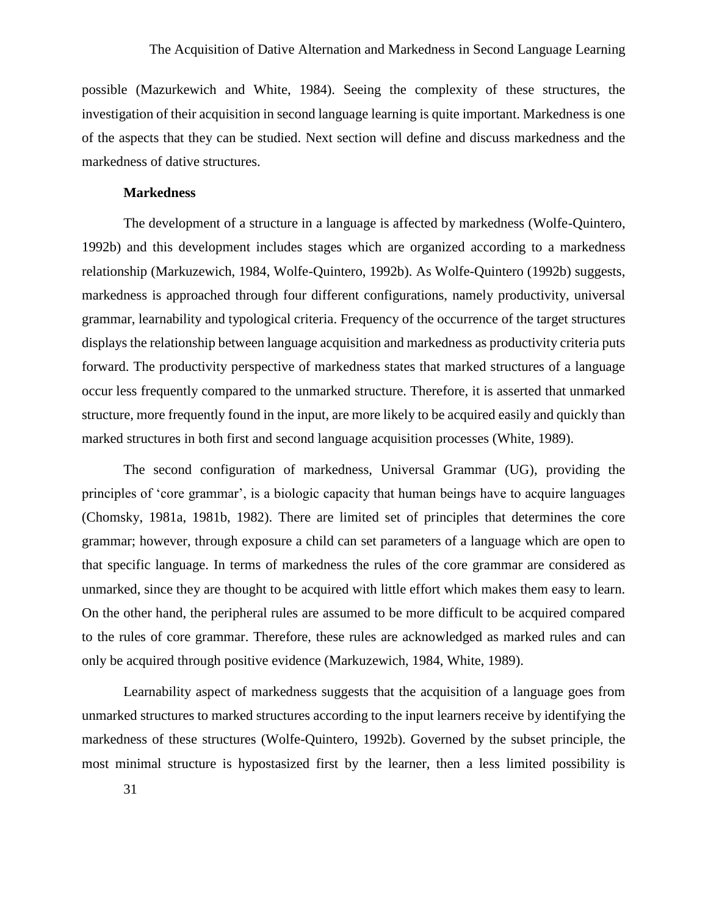possible (Mazurkewich and White, 1984). Seeing the complexity of these structures, the investigation of their acquisition in second language learning is quite important. Markedness is one of the aspects that they can be studied. Next section will define and discuss markedness and the markedness of dative structures.

**Markedness**

The development of a structure in a language is affected by markedness (Wolfe-Quintero, 1992b) and this development includes stages which are organized according to a markedness relationship (Markuzewich, 1984, Wolfe-Quintero, 1992b). As Wolfe-Quintero (1992b) suggests, markedness is approached through four different configurations, namely productivity, universal grammar, learnability and typological criteria. Frequency of the occurrence of the target structures displays the relationship between language acquisition and markedness as productivity criteria puts forward. The productivity perspective of markedness states that marked structures of a language occur less frequently compared to the unmarked structure. Therefore, it is asserted that unmarked structure, more frequently found in the input, are more likely to be acquired easily and quickly than marked structures in both first and second language acquisition processes (White, 1989).

The second configuration of markedness, Universal Grammar (UG), providing the principles of 'core grammar', is a biologic capacity that human beings have to acquire languages (Chomsky, 1981a, 1981b, 1982). There are limited set of principles that determines the core grammar; however, through exposure a child can set parameters of a language which are open to that specific language. In terms of markedness the rules of the core grammar are considered as unmarked, since they are thought to be acquired with little effort which makes them easy to learn. On the other hand, the peripheral rules are assumed to be more difficult to be acquired compared to the rules of core grammar. Therefore, these rules are acknowledged as marked rules and can only be acquired through positive evidence (Markuzewich, 1984, White, 1989).

Learnability aspect of markedness suggests that the acquisition of a language goes from unmarked structures to marked structures according to the input learners receive by identifying the markedness of these structures (Wolfe-Quintero, 1992b). Governed by the subset principle, the most minimal structure is hypostasized first by the learner, then a less limited possibility is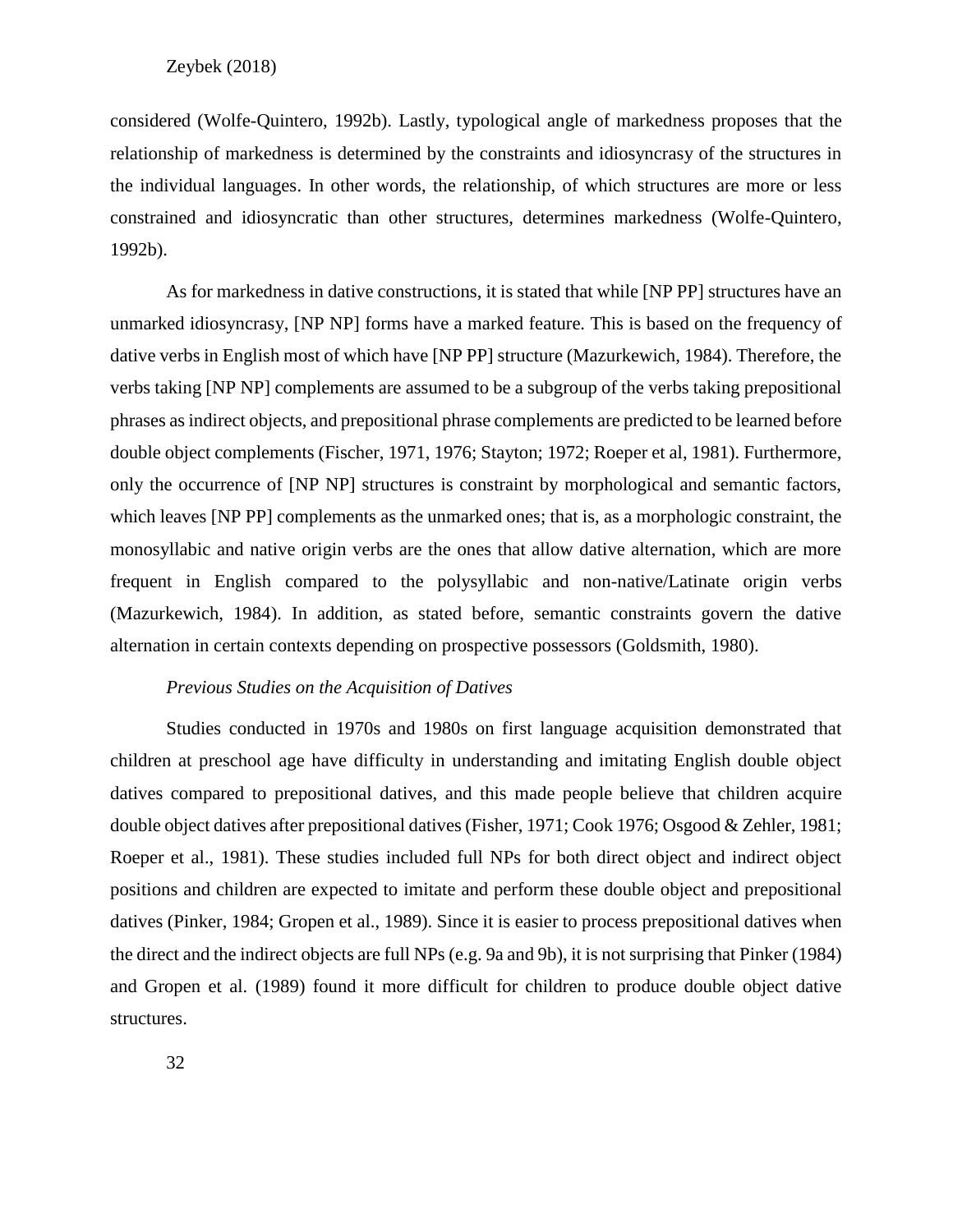considered (Wolfe-Quintero, 1992b). Lastly, typological angle of markedness proposes that the relationship of markedness is determined by the constraints and idiosyncrasy of the structures in the individual languages. In other words, the relationship, of which structures are more or less constrained and idiosyncratic than other structures, determines markedness (Wolfe-Quintero, 1992b).

As for markedness in dative constructions, it is stated that while [NP PP] structures have an unmarked idiosyncrasy, [NP NP] forms have a marked feature. This is based on the frequency of dative verbs in English most of which have [NP PP] structure (Mazurkewich, 1984). Therefore, the verbs taking [NP NP] complements are assumed to be a subgroup of the verbs taking prepositional phrases as indirect objects, and prepositional phrase complements are predicted to be learned before double object complements (Fischer, 1971, 1976; Stayton; 1972; Roeper et al, 1981). Furthermore, only the occurrence of [NP NP] structures is constraint by morphological and semantic factors, which leaves [NP PP] complements as the unmarked ones; that is, as a morphologic constraint, the monosyllabic and native origin verbs are the ones that allow dative alternation, which are more frequent in English compared to the polysyllabic and non-native/Latinate origin verbs (Mazurkewich, 1984). In addition, as stated before, semantic constraints govern the dative alternation in certain contexts depending on prospective possessors (Goldsmith, 1980).

*Previous Studies on the Acquisition of Datives*

Studies conducted in 1970s and 1980s on first language acquisition demonstrated that children at preschool age have difficulty in understanding and imitating English double object datives compared to prepositional datives, and this made people believe that children acquire double object datives after prepositional datives (Fisher, 1971; Cook 1976; Osgood & Zehler, 1981; Roeper et al., 1981). These studies included full NPs for both direct object and indirect object positions and children are expected to imitate and perform these double object and prepositional datives (Pinker, 1984; Gropen et al., 1989). Since it is easier to process prepositional datives when the direct and the indirect objects are full NPs (e.g. 9a and 9b), it is not surprising that Pinker (1984) and Gropen et al. (1989) found it more difficult for children to produce double object dative structures.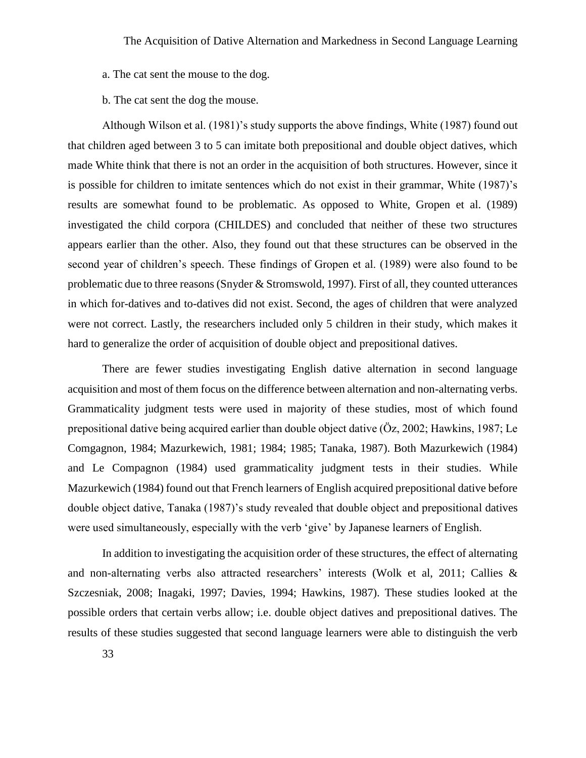a. The cat sent the mouse to the dog.

b. The cat sent the dog the mouse.

Although Wilson et al. (1981)'s study supports the above findings, White (1987) found out that children aged between 3 to 5 can imitate both prepositional and double object datives, which made White think that there is not an order in the acquisition of both structures. However, since it is possible for children to imitate sentences which do not exist in their grammar, White (1987)'s results are somewhat found to be problematic. As opposed to White, Gropen et al. (1989) investigated the child corpora (CHILDES) and concluded that neither of these two structures appears earlier than the other. Also, they found out that these structures can be observed in the second year of children's speech. These findings of Gropen et al. (1989) were also found to be problematic due to three reasons (Snyder & Stromswold, 1997). First of all, they counted utterances in which for-datives and to-datives did not exist. Second, the ages of children that were analyzed were not correct. Lastly, the researchers included only 5 children in their study, which makes it hard to generalize the order of acquisition of double object and prepositional datives.

There are fewer studies investigating English dative alternation in second language acquisition and most of them focus on the difference between alternation and non-alternating verbs. Grammaticality judgment tests were used in majority of these studies, most of which found prepositional dative being acquired earlier than double object dative (Öz, 2002; Hawkins, 1987; Le Comgagnon, 1984; Mazurkewich, 1981; 1984; 1985; Tanaka, 1987). Both Mazurkewich (1984) and Le Compagnon (1984) used grammaticality judgment tests in their studies. While Mazurkewich (1984) found out that French learners of English acquired prepositional dative before double object dative, Tanaka (1987)'s study revealed that double object and prepositional datives were used simultaneously, especially with the verb 'give' by Japanese learners of English.

In addition to investigating the acquisition order of these structures, the effect of alternating and non-alternating verbs also attracted researchers' interests (Wolk et al, 2011; Callies & Szczesniak, 2008; Inagaki, 1997; Davies, 1994; Hawkins, 1987). These studies looked at the possible orders that certain verbs allow; i.e. double object datives and prepositional datives. The results of these studies suggested that second language learners were able to distinguish the verb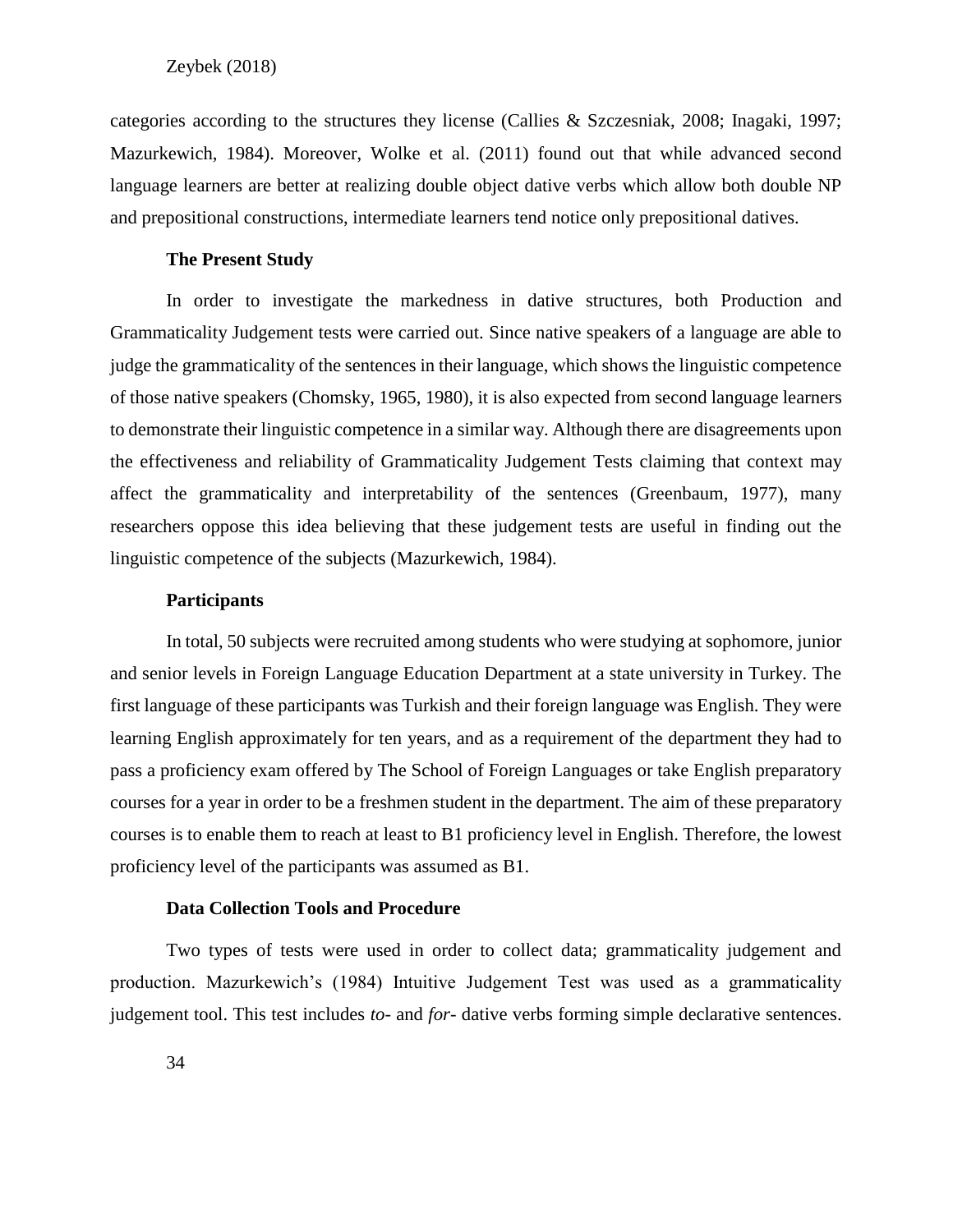categories according to the structures they license (Callies & Szczesniak, 2008; Inagaki, 1997; Mazurkewich, 1984). Moreover, Wolke et al. (2011) found out that while advanced second language learners are better at realizing double object dative verbs which allow both double NP and prepositional constructions, intermediate learners tend notice only prepositional datives.

## The Present Study

In order to investigate the markedness in dative structures, both Production and Grammaticality Judgement tests were carried out. Since native speakers of a language are able to judge the grammaticality of the sentences in their language, which shows the linguistic competence of those native speakers (Chomsky, 1965, 1980), it is also expected from second language learners to demonstrate their linguistic competence in a similar way. Although there are disagreements upon the effectiveness and reliability of Grammaticality Judgement Tests claiming that context may affect the grammaticality and interpretability of the sentences (Greenbaum, 1977), many researchers oppose this idea believing that these judgement tests are useful in finding out the linguistic competence of the subjects (Mazurkewich, 1984).

### Participants

In total, 50 subjects were recruited among students who were studying at sophomore, junior and senior levels in Foreign Language Education Department at a state university in Turkey. The first language of these participants was Turkish and their foreign language was English. They were learning English approximately for ten years, and as a requirement of the department they had to pass a proficiency exam offered by The School of Foreign Languages or take English preparatory courses for a year in order to be a freshmen student in the department. The aim of these preparatory courses is to enable them to reach at least to B1 proficiency level in English. Therefore, the lowest proficiency level of the participants was assumed as B1.

### Data Collection Tools and Procedure

Two types of tests were used in order to collect data; grammaticality judgement and production. Mazurkewich's (1984) Intuitive Judgement Test was used as a grammaticality judgement tool. This test includes *to*- and *for*- dative verbs forming simple declarative sentences.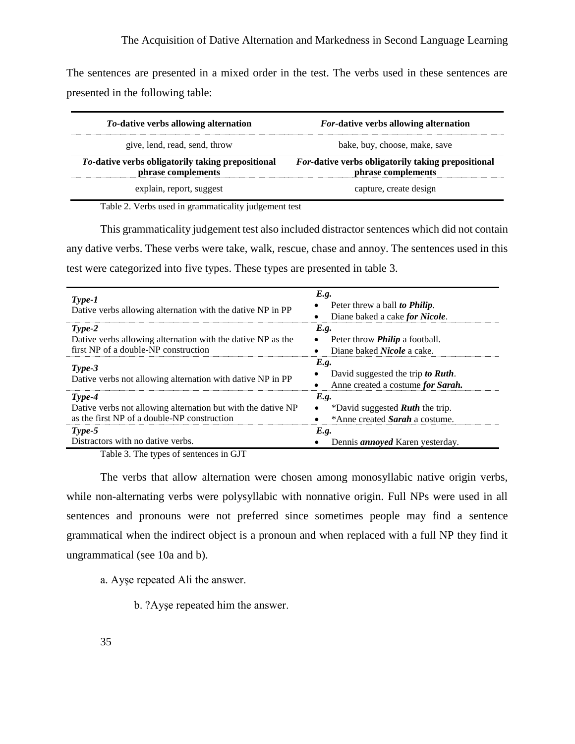The sentences are presented in a mixed order in the test. The verbs used in these sentences are presented in the following table:

| ***To*-dative verbs allowing alternation** | ***For*-dative verbs allowing alternation** |
|---|---|
| give, lend, read, send, throw | bake, buy, choose, make, save |
| ***To*-dative verbs obligatorily taking prepositional phrase complements** | ***For*-dative verbs obligatorily taking prepositional phrase complements** |
| explain, report, suggest | capture, create design |

Table 2. Verbs used in grammaticality judgement test

This grammaticality judgement test also included distractor sentences which did not contain any dative verbs. These verbs were take, walk, rescue, chase and annoy. The sentences used in this test were categorized into five types. These types are presented in table 3.

| | |
|---|---|
| ***Type-1*** Dative verbs allowing alternation with the dative NP in PP | ***E.g.*** • Peter threw a ball ***to Philip***. • Diane baked a cake ***for Nicole***. |
| ***Type-2*** Dative verbs allowing alternation with the dative NP as the first NP of a double-NP construction | ***E.g.*** • Peter throw ***Philip*** a football. • Diane baked ***Nicole*** a cake. |
| ***Type-3*** Dative verbs not allowing alternation with dative NP in PP | ***E.g.*** • David suggested the trip ***to Ruth***. • Anne created a costume ***for Sarah.*** |
| ***Type-4*** Dative verbs not allowing alternation but with the dative NP as the first NP of a double-NP construction | ***E.g.*** • *David suggested ***Ruth*** the trip. • *Anne created ***Sarah*** a costume. |
| ***Type-5*** Distractors with no dative verbs. | ***E.g.*** • Dennis ***annoyed*** Karen yesterday. |

Table 3. The types of sentences in GJT

The verbs that allow alternation were chosen among monosyllabic native origin verbs, while non-alternating verbs were polysyllabic with nonnative origin. Full NPs were used in all sentences and pronouns were not preferred since sometimes people may find a sentence grammatical when the indirect object is a pronoun and when replaced with a full NP they find it ungrammatical (see 10a and b).

a. Ayşe repeated Ali the answer.

b. ?Ayşe repeated him the answer.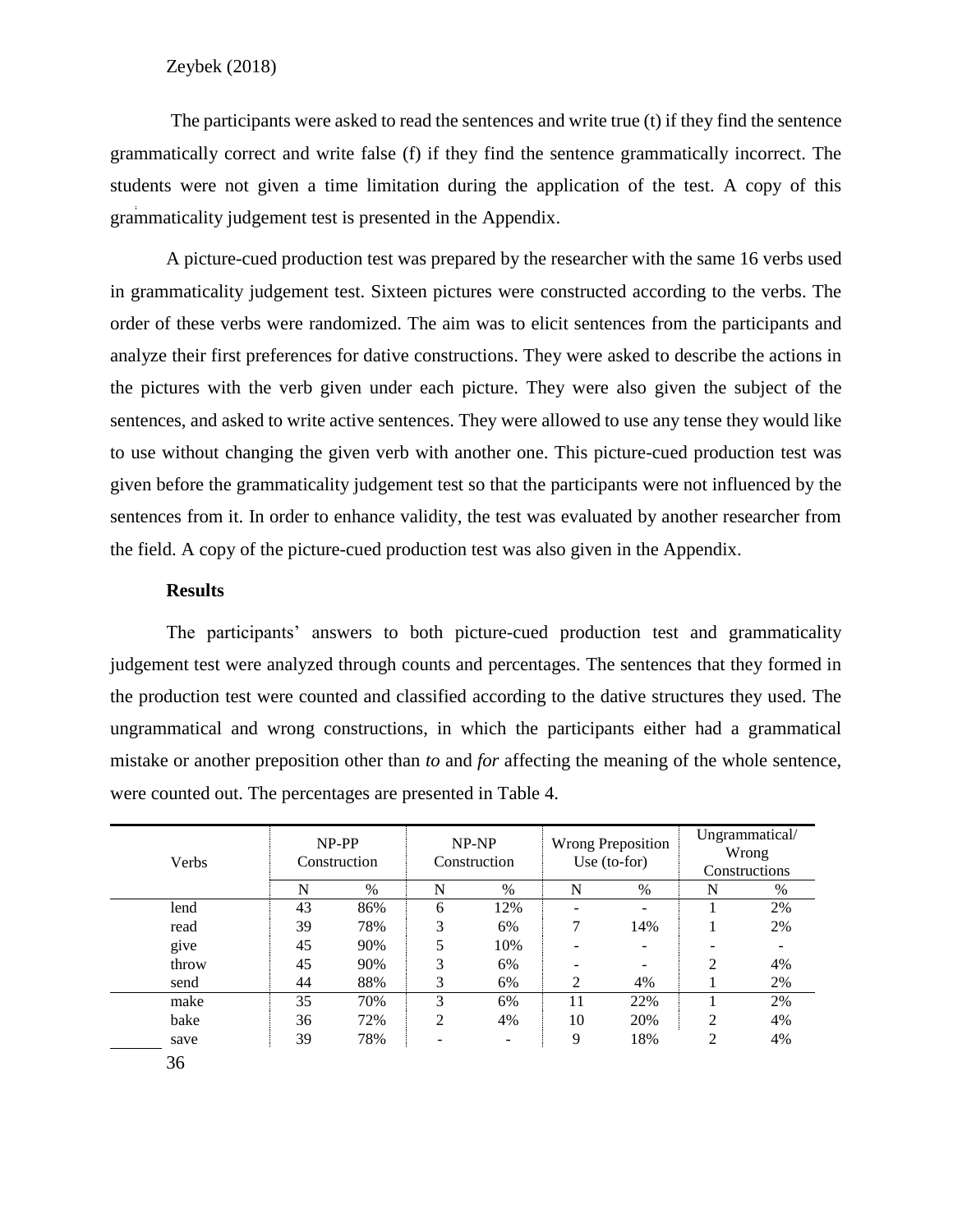The participants were asked to read the sentences and write true (t) if they find the sentence grammatically correct and write false (f) if they find the sentence grammatically incorrect. The students were not given a time limitation during the application of the test. A copy of this grammaticality judgement test is presented in the Appendix.

A picture-cued production test was prepared by the researcher with the same 16 verbs used in grammaticality judgement test. Sixteen pictures were constructed according to the verbs. The order of these verbs were randomized. The aim was to elicit sentences from the participants and analyze their first preferences for dative constructions. They were asked to describe the actions in the pictures with the verb given under each picture. They were also given the subject of the sentences, and asked to write active sentences. They were allowed to use any tense they would like to use without changing the given verb with another one. This picture-cued production test was given before the grammaticality judgement test so that the participants were not influenced by the sentences from it. In order to enhance validity, the test was evaluated by another researcher from the field. A copy of the picture-cued production test was also given in the Appendix.

**Results**

The participants' answers to both picture-cued production test and grammaticality judgement test were analyzed through counts and percentages. The sentences that they formed in the production test were counted and classified according to the dative structures they used. The ungrammatical and wrong constructions, in which the participants either had a grammatical mistake or another preposition other than *to* and *for* affecting the meaning of the whole sentence, were counted out. The percentages are presented in Table 4.

| Verbs | NP-PP Construction | | NP-NP Construction | | Wrong Preposition Use (to-for) | | Ungrammatical/ Wrong Constructions | |
|---|---|---|---|---|---|---|---|---|
| | N | % | N | % | N | % | N | % |
| lend | 43 | 86% | 6 | 12% | - | - | 1 | 2% |
| read | 39 | 78% | 3 | 6% | 7 | 14% | 1 | 2% |
| give | 45 | 90% | 5 | 10% | - | - | - | - |
| throw | 45 | 90% | 3 | 6% | - | - | 2 | 4% |
| send | 44 | 88% | 3 | 6% | 2 | 4% | 1 | 2% |
| make | 35 | 70% | 3 | 6% | 11 | 22% | 1 | 2% |
| bake | 36 | 72% | 2 | 4% | 10 | 20% | 2 | 4% |
| save | 39 | 78% | - | - | 9 | 18% | 2 | 4% |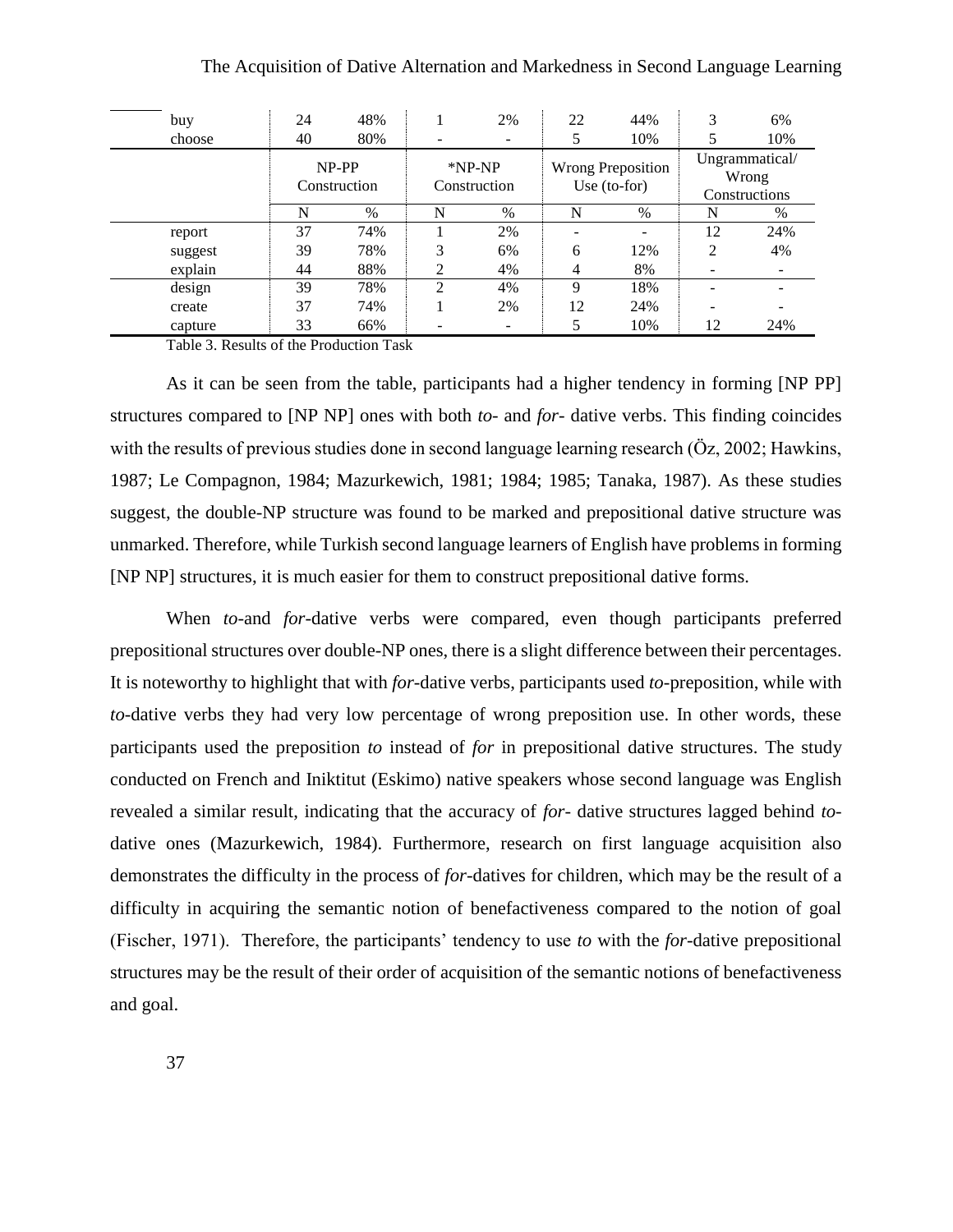| | | | | | | | | |
|---|---|---|---|---|---|---|---|---|
| buy | 24 | 48% | 1 | 2% | 22 | 44% | 3 | 6% |
| choose | 40 | 80% | - | - | 5 | 10% | 5 | 10% |
| | NP-PP Construction | | *NP-NP Construction | | Wrong Preposition Use (to-for) | | Ungrammatical/ Wrong Constructions | |
| | N | % | N | % | N | % | N | % |
| report | 37 | 74% | 1 | 2% | - | - | 12 | 24% |
| suggest | 39 | 78% | 3 | 6% | 6 | 12% | 2 | 4% |
| explain | 44 | 88% | 2 | 4% | 4 | 8% | - | - |
| design | 39 | 78% | 2 | 4% | 9 | 18% | - | - |
| create | 37 | 74% | 1 | 2% | 12 | 24% | - | - |
| capture | 33 | 66% | - | - | 5 | 10% | 12 | 24% |

Table 3. Results of the Production Task

As it can be seen from the table, participants had a higher tendency in forming [NP PP] structures compared to [NP NP] ones with both *to*- and *for*- dative verbs. This finding coincides with the results of previous studies done in second language learning research (Öz, 2002; Hawkins, 1987; Le Compagnon, 1984; Mazurkewich, 1981; 1984; 1985; Tanaka, 1987). As these studies suggest, the double-NP structure was found to be marked and prepositional dative structure was unmarked. Therefore, while Turkish second language learners of English have problems in forming [NP NP] structures, it is much easier for them to construct prepositional dative forms.

When *to*-and *for*-dative verbs were compared, even though participants preferred prepositional structures over double-NP ones, there is a slight difference between their percentages. It is noteworthy to highlight that with *for*-dative verbs, participants used *to*-preposition, while with *to*-dative verbs they had very low percentage of wrong preposition use. In other words, these participants used the preposition *to* instead of *for* in prepositional dative structures. The study conducted on French and Iniktitut (Eskimo) native speakers whose second language was English revealed a similar result, indicating that the accuracy of *for*- dative structures lagged behind *to*-dative ones (Mazurkewich, 1984). Furthermore, research on first language acquisition also demonstrates the difficulty in the process of *for*-datives for children, which may be the result of a difficulty in acquiring the semantic notion of benefactiveness compared to the notion of goal (Fischer, 1971). Therefore, the participants' tendency to use *to* with the *for*-dative prepositional structures may be the result of their order of acquisition of the semantic notions of benefactiveness and goal.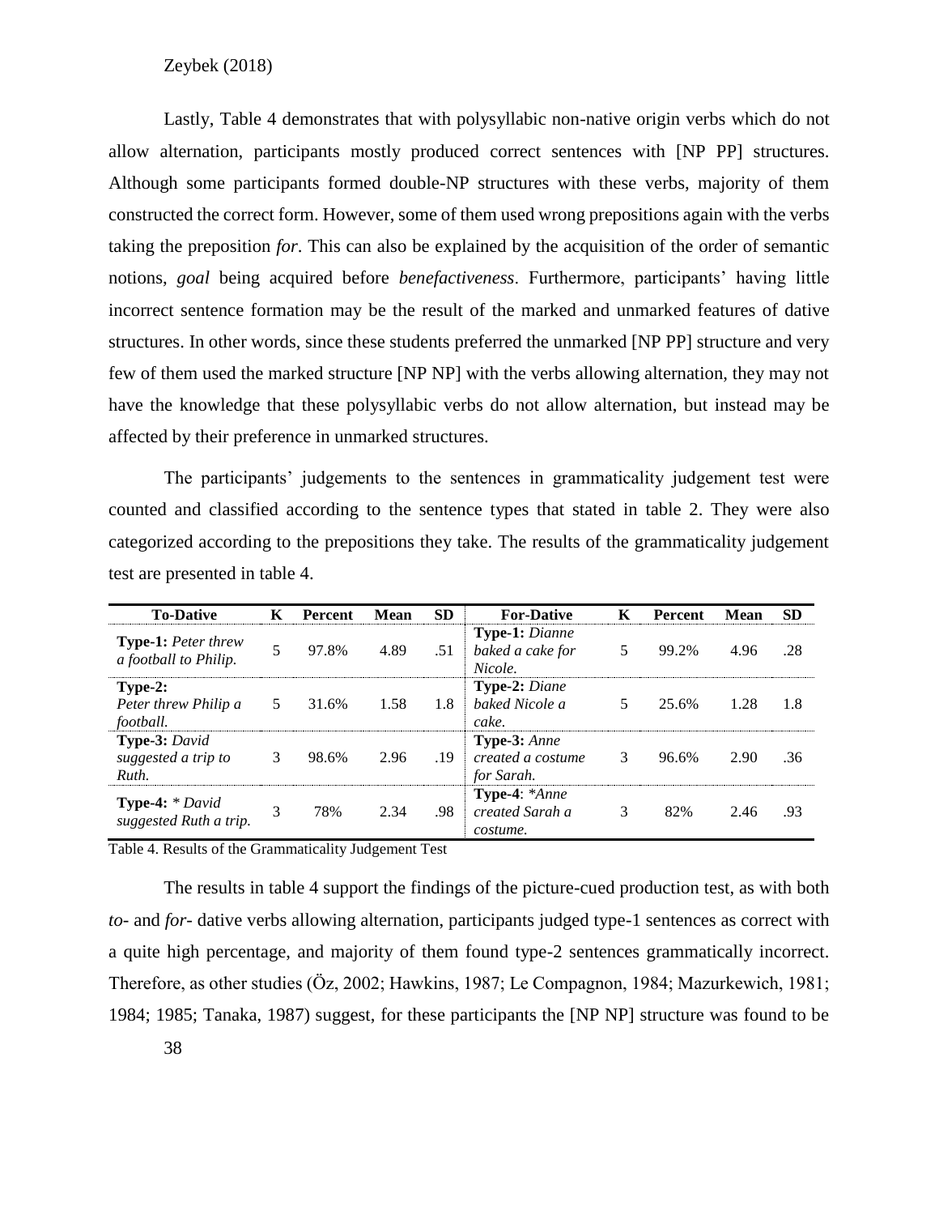Lastly, Table 4 demonstrates that with polysyllabic non-native origin verbs which do not allow alternation, participants mostly produced correct sentences with [NP PP] structures. Although some participants formed double-NP structures with these verbs, majority of them constructed the correct form. However, some of them used wrong prepositions again with the verbs taking the preposition *for*. This can also be explained by the acquisition of the order of semantic notions, *goal* being acquired before *benefactiveness*. Furthermore, participants' having little incorrect sentence formation may be the result of the marked and unmarked features of dative structures. In other words, since these students preferred the unmarked [NP PP] structure and very few of them used the marked structure [NP NP] with the verbs allowing alternation, they may not have the knowledge that these polysyllabic verbs do not allow alternation, but instead may be affected by their preference in unmarked structures.

The participants' judgements to the sentences in grammaticality judgement test were counted and classified according to the sentence types that stated in table 2. They were also categorized according to the prepositions they take. The results of the grammaticality judgement test are presented in table 4.

| To-Dative | K | Percent | Mean | SD | For-Dative | K | Percent | Mean | SD |
|---|---|---|---|---|---|---|---|---|---|
| **Type-1:** *Peter threw a football to Philip.* | 5 | 97.8% | 4.89 | .51 | **Type-1:** *Dianne baked a cake for Nicole.* | 5 | 99.2% | 4.96 | .28 |
| **Type-2:** *Peter threw Philip a football.* | 5 | 31.6% | 1.58 | 1.8 | **Type-2:** *Diane baked Nicole a cake.* | 5 | 25.6% | 1.28 | 1.8 |
| **Type-3:** *David suggested a trip to Ruth.* | 3 | 98.6% | 2.96 | .19 | **Type-3:** *Anne created a costume for Sarah.* | 3 | 96.6% | 2.90 | .36 |
| **Type-4:** * *David suggested Ruth a trip.* | 3 | 78% | 2.34 | .98 | **Type-4**: **Anne created Sarah a costume.* | 3 | 82% | 2.46 | .93 |

Table 4. Results of the Grammaticality Judgement Test

The results in table 4 support the findings of the picture-cued production test, as with both *to-* and *for-* dative verbs allowing alternation, participants judged type-1 sentences as correct with a quite high percentage, and majority of them found type-2 sentences grammatically incorrect. Therefore, as other studies (Öz, 2002; Hawkins, 1987; Le Compagnon, 1984; Mazurkewich, 1981; 1984; 1985; Tanaka, 1987) suggest, for these participants the [NP NP] structure was found to be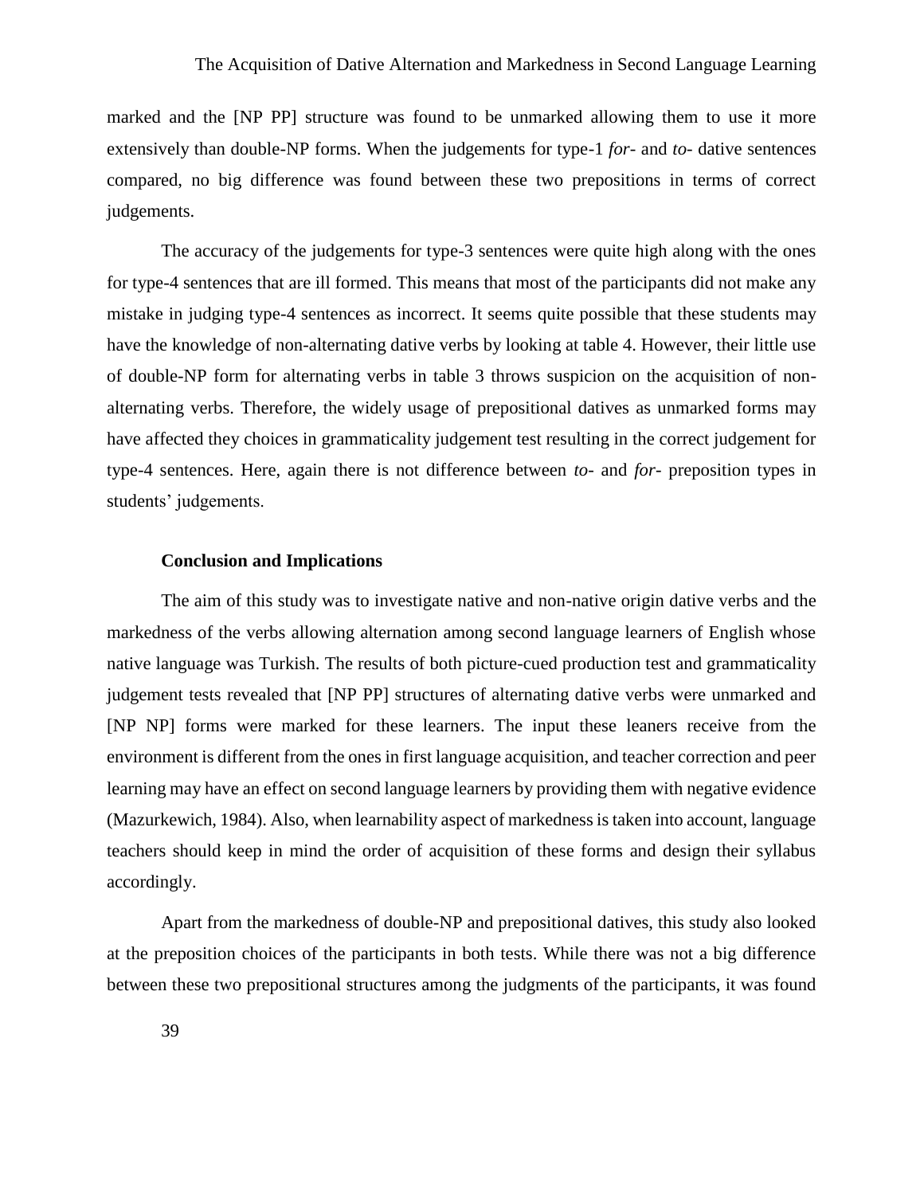marked and the [NP PP] structure was found to be unmarked allowing them to use it more extensively than double-NP forms. When the judgements for type-1 *for-* and *to-* dative sentences compared, no big difference was found between these two prepositions in terms of correct judgements.

The accuracy of the judgements for type-3 sentences were quite high along with the ones for type-4 sentences that are ill formed. This means that most of the participants did not make any mistake in judging type-4 sentences as incorrect. It seems quite possible that these students may have the knowledge of non-alternating dative verbs by looking at table 4. However, their little use of double-NP form for alternating verbs in table 3 throws suspicion on the acquisition of non-alternating verbs. Therefore, the widely usage of prepositional datives as unmarked forms may have affected they choices in grammaticality judgement test resulting in the correct judgement for type-4 sentences. Here, again there is not difference between *to-* and *for-* preposition types in students' judgements.

## Conclusion and Implications

The aim of this study was to investigate native and non-native origin dative verbs and the markedness of the verbs allowing alternation among second language learners of English whose native language was Turkish. The results of both picture-cued production test and grammaticality judgement tests revealed that [NP PP] structures of alternating dative verbs were unmarked and [NP NP] forms were marked for these learners. The input these leaners receive from the environment is different from the ones in first language acquisition, and teacher correction and peer learning may have an effect on second language learners by providing them with negative evidence (Mazurkewich, 1984). Also, when learnability aspect of markedness is taken into account, language teachers should keep in mind the order of acquisition of these forms and design their syllabus accordingly.

Apart from the markedness of double-NP and prepositional datives, this study also looked at the preposition choices of the participants in both tests. While there was not a big difference between these two prepositional structures among the judgments of the participants, it was found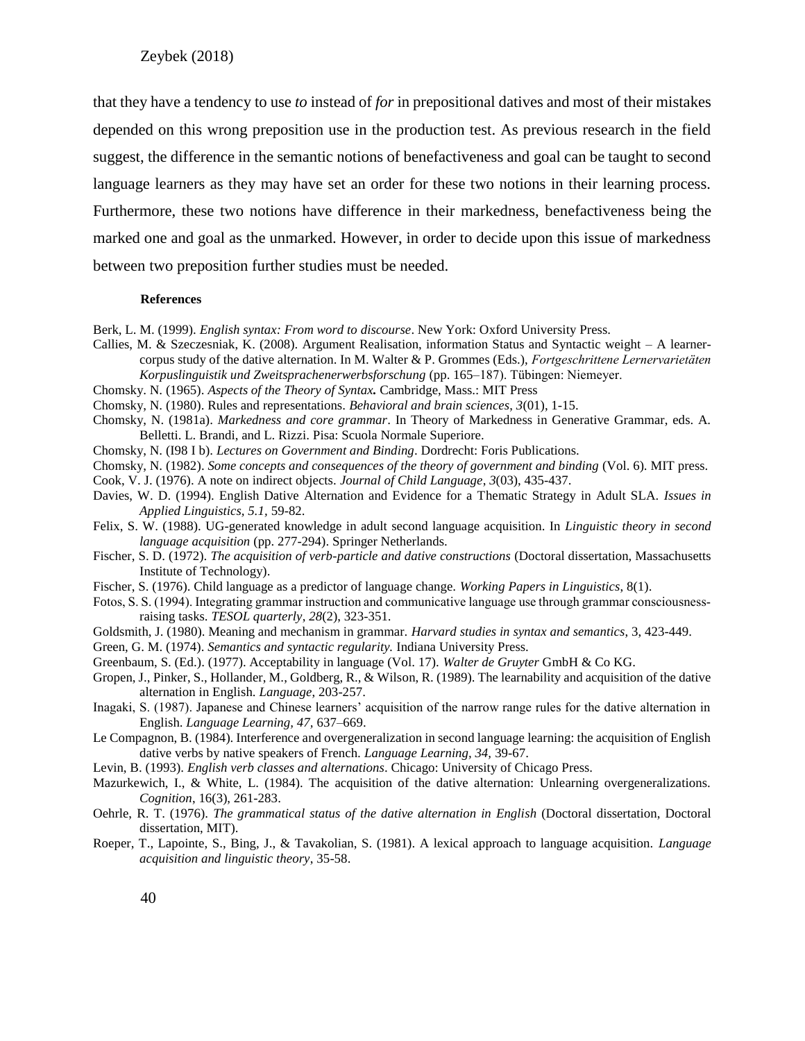that they have a tendency to use *to* instead of *for* in prepositional datives and most of their mistakes depended on this wrong preposition use in the production test. As previous research in the field suggest, the difference in the semantic notions of benefactiveness and goal can be taught to second language learners as they may have set an order for these two notions in their learning process. Furthermore, these two notions have difference in their markedness, benefactiveness being the marked one and goal as the unmarked. However, in order to decide upon this issue of markedness between two preposition further studies must be needed.

**References**

Berk, L. M. (1999). *English syntax: From word to discourse*. New York: Oxford University Press.

Callies, M. & Szczesniak, K. (2008). Argument Realisation, information Status and Syntactic weight – A learner-corpus study of the dative alternation. In M. Walter & P. Grommes (Eds.), *Fortgeschrittene Lernervarietäten Korpuslinguistik und Zweitsprachenerwerbsforschung* (pp. 165–187). Tübingen: Niemeyer.

Chomsky. N. (1965). *Aspects of the Theory of Syntax.* Cambridge, Mass.: MIT Press

Chomsky, N. (1980). Rules and representations. *Behavioral and brain sciences*, *3*(01), 1-15.

Chomsky, N. (1981a). *Markedness and core grammar*. In Theory of Markedness in Generative Grammar, eds. A. Belletti. L. Brandi, and L. Rizzi. Pisa: Scuola Normale Superiore.

Chomsky, N. (I98 I b). *Lectures on Government and Binding*. Dordrecht: Foris Publications.

Chomsky, N. (1982). *Some concepts and consequences of the theory of government and binding* (Vol. 6). MIT press.

Cook, V. J. (1976). A note on indirect objects. *Journal of Child Language*, *3*(03), 435-437.

Davies, W. D. (1994). English Dative Alternation and Evidence for a Thematic Strategy in Adult SLA. *Issues in Applied Linguistics, 5.1,* 59-82.

Felix, S. W. (1988). UG-generated knowledge in adult second language acquisition. In *Linguistic theory in second language acquisition* (pp. 277-294). Springer Netherlands.

Fischer, S. D. (1972). *The acquisition of verb-particle and dative constructions* (Doctoral dissertation, Massachusetts Institute of Technology).

Fischer, S. (1976). Child language as a predictor of language change. *Working Papers in Linguistics*, 8(1).

Fotos, S. S. (1994). Integrating grammar instruction and communicative language use through grammar consciousness-raising tasks. *TESOL quarterly*, *28*(2), 323-351.

Goldsmith, J. (1980). Meaning and mechanism in grammar. *Harvard studies in syntax and semantics*, 3, 423-449.

Green, G. M. (1974). *Semantics and syntactic regularity.* Indiana University Press.

Greenbaum, S. (Ed.). (1977). Acceptability in language (Vol. 17). *Walter de Gruyter* GmbH & Co KG.

Gropen, J., Pinker, S., Hollander, M., Goldberg, R., & Wilson, R. (1989). The learnability and acquisition of the dative alternation in English. *Language*, 203-257.

Inagaki, S. (1987). Japanese and Chinese learners' acquisition of the narrow range rules for the dative alternation in English. *Language Learning, 47,* 637–669.

Le Compagnon, B. (1984). Interference and overgeneralization in second language learning: the acquisition of English dative verbs by native speakers of French. *Language Learning, 34,* 39-67.

Levin, B. (1993). *English verb classes and alternations*. Chicago: University of Chicago Press.

Mazurkewich, I., & White, L. (1984). The acquisition of the dative alternation: Unlearning overgeneralizations. *Cognition*, 16(3), 261-283.

Oehrle, R. T. (1976). *The grammatical status of the dative alternation in English* (Doctoral dissertation, Doctoral dissertation, MIT).

Roeper, T., Lapointe, S., Bing, J., & Tavakolian, S. (1981). A lexical approach to language acquisition. *Language acquisition and linguistic theory*, 35-58.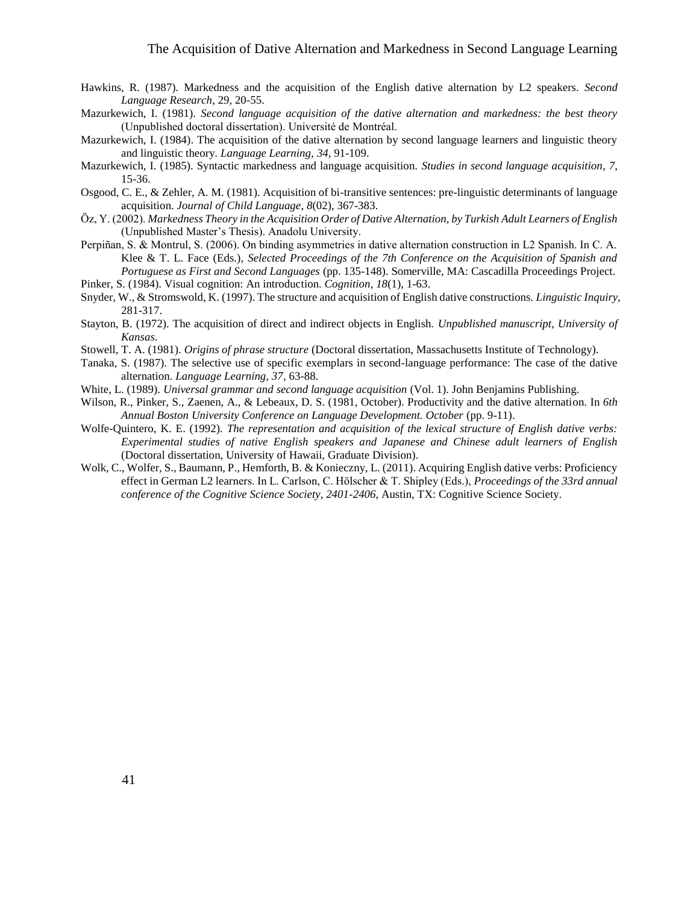Hawkins, R. (1987). Markedness and the acquisition of the English dative alternation by L2 speakers. *Second Language Research*, 29, 20-55.

Mazurkewich, I. (1981). *Second language acquisition of the dative alternation and markedness: the best theory* (Unpublished doctoral dissertation). Université de Montréal.

Mazurkewich, I. (1984). The acquisition of the dative alternation by second language learners and linguistic theory and linguistic theory. *Language Learning, 34*, 91-109.

Mazurkewich, I. (1985). Syntactic markedness and language acquisition. *Studies in second language acquisition*, *7*, 15-36.

Osgood, C. E., & Zehler, A. M. (1981). Acquisition of bi-transitive sentences: pre-linguistic determinants of language acquisition. *Journal of Child Language*, *8*(02), 367-383.

Öz, Y. (2002). *Markedness Theory in the Acquisition Order of Dative Alternation, by Turkish Adult Learners of English* (Unpublished Master's Thesis). Anadolu University.

Perpiñan, S. & Montrul, S. (2006). On binding asymmetries in dative alternation construction in L2 Spanish. In C. A. Klee & T. L. Face (Eds.), *Selected Proceedings of the 7th Conference on the Acquisition of Spanish and Portuguese as First and Second Languages* (pp. 135-148). Somerville, MA: Cascadilla Proceedings Project.

Pinker, S. (1984). Visual cognition: An introduction. *Cognition*, *18*(1), 1-63.

Snyder, W., & Stromswold, K. (1997). The structure and acquisition of English dative constructions. *Linguistic Inquiry*, 281-317.

Stayton, B. (1972). The acquisition of direct and indirect objects in English. *Unpublished manuscript, University of Kansas*.

Stowell, T. A. (1981). *Origins of phrase structure* (Doctoral dissertation, Massachusetts Institute of Technology).

Tanaka, S. (1987). The selective use of specific exemplars in second-language performance: The case of the dative alternation. *Language Learning, 37*, 63-88.

White, L. (1989). *Universal grammar and second language acquisition* (Vol. 1). John Benjamins Publishing.

Wilson, R., Pinker, S., Zaenen, A., & Lebeaux, D. S. (1981, October). Productivity and the dative alternation. In *6th Annual Boston University Conference on Language Development. October* (pp. 9-11).

Wolfe-Quintero, K. E. (1992). *The representation and acquisition of the lexical structure of English dative verbs: Experimental studies of native English speakers and Japanese and Chinese adult learners of English* (Doctoral dissertation, University of Hawaii, Graduate Division).

Wolk, C., Wolfer, S., Baumann, P., Hemforth, B. & Konieczny, L. (2011). Acquiring English dative verbs: Proficiency effect in German L2 learners. In L. Carlson, C. Hölscher & T. Shipley (Eds.), *Proceedings of the 33rd annual conference of the Cognitive Science Society, 2401-2406*, Austin, TX: Cognitive Science Society.